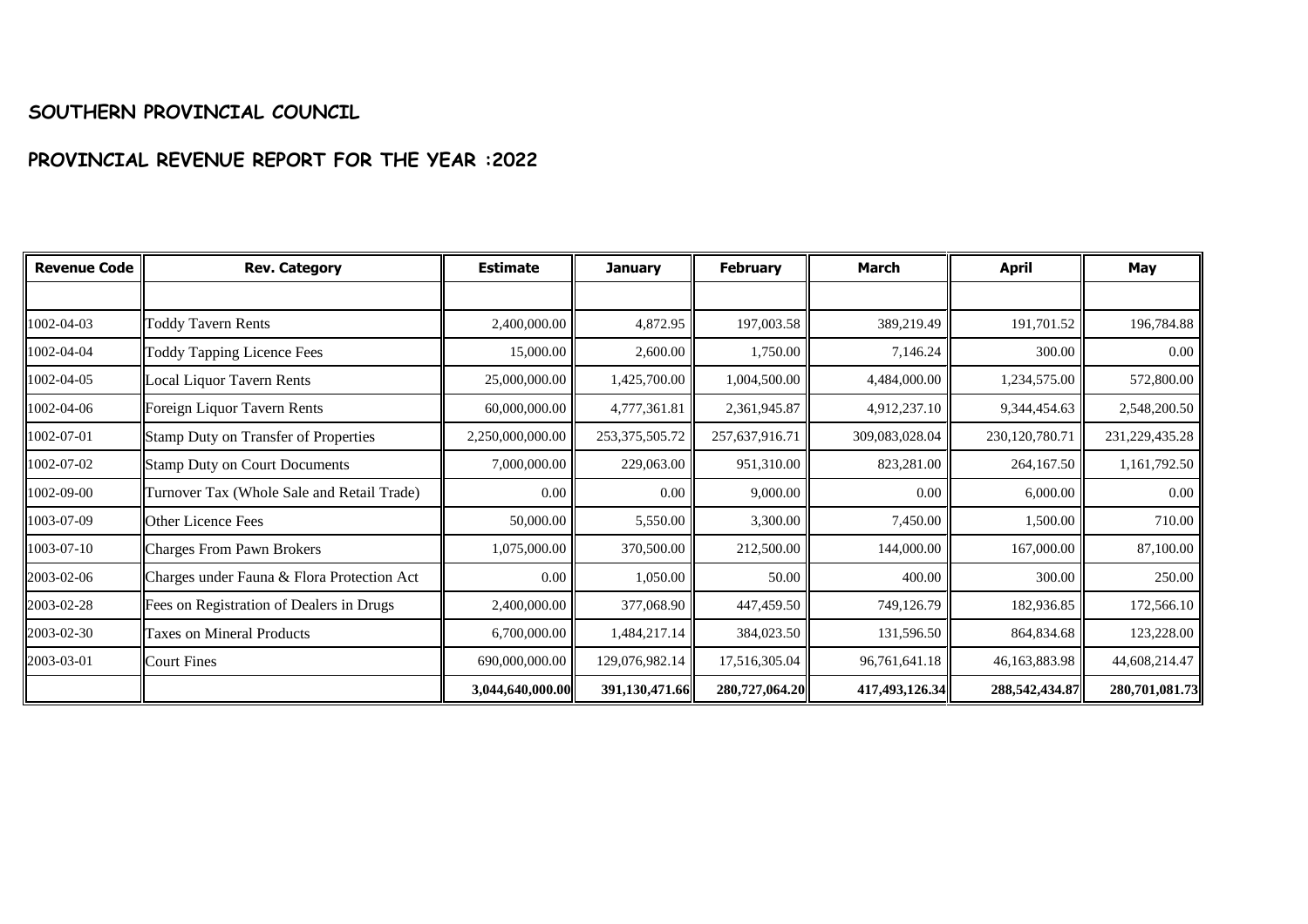## SOUTHERN PROVINCIAL COUNCIL

## PROVINCIAL REVENUE REPORT FOR THE YEAR :2022

| Revenue Code | Rev. Category | Estimate | January | February | March | April | May |
|---|---|---|---|---|---|---|---|
| | | | | | | | |
| 1002-04-03 | Toddy Tavern Rents | 2,400,000.00 | 4,872.95 | 197,003.58 | 389,219.49 | 191,701.52 | 196,784.88 |
| 1002-04-04 | Toddy Tapping Licence Fees | 15,000.00 | 2,600.00 | 1,750.00 | 7,146.24 | 300.00 | 0.00 |
| 1002-04-05 | Local Liquor Tavern Rents | 25,000,000.00 | 1,425,700.00 | 1,004,500.00 | 4,484,000.00 | 1,234,575.00 | 572,800.00 |
| 1002-04-06 | Foreign Liquor Tavern Rents | 60,000,000.00 | 4,777,361.81 | 2,361,945.87 | 4,912,237.10 | 9,344,454.63 | 2,548,200.50 |
| 1002-07-01 | Stamp Duty on Transfer of Properties | 2,250,000,000.00 | 253,375,505.72 | 257,637,916.71 | 309,083,028.04 | 230,120,780.71 | 231,229,435.28 |
| 1002-07-02 | Stamp Duty on Court Documents | 7,000,000.00 | 229,063.00 | 951,310.00 | 823,281.00 | 264,167.50 | 1,161,792.50 |
| 1002-09-00 | Turnover Tax (Whole Sale and Retail Trade) | 0.00 | 0.00 | 9,000.00 | 0.00 | 6,000.00 | 0.00 |
| 1003-07-09 | Other Licence Fees | 50,000.00 | 5,550.00 | 3,300.00 | 7,450.00 | 1,500.00 | 710.00 |
| 1003-07-10 | Charges From Pawn Brokers | 1,075,000.00 | 370,500.00 | 212,500.00 | 144,000.00 | 167,000.00 | 87,100.00 |
| 2003-02-06 | Charges under Fauna & Flora Protection Act | 0.00 | 1,050.00 | 50.00 | 400.00 | 300.00 | 250.00 |
| 2003-02-28 | Fees on Registration of Dealers in Drugs | 2,400,000.00 | 377,068.90 | 447,459.50 | 749,126.79 | 182,936.85 | 172,566.10 |
| 2003-02-30 | Taxes on Mineral Products | 6,700,000.00 | 1,484,217.14 | 384,023.50 | 131,596.50 | 864,834.68 | 123,228.00 |
| 2003-03-01 | Court Fines | 690,000,000.00 | 129,076,982.14 | 17,516,305.04 | 96,761,641.18 | 46,163,883.98 | 44,608,214.47 |
| | | **3,044,640,000.00** | **391,130,471.66** | **280,727,064.20** | **417,493,126.34** | **288,542,434.87** | **280,701,081.73** |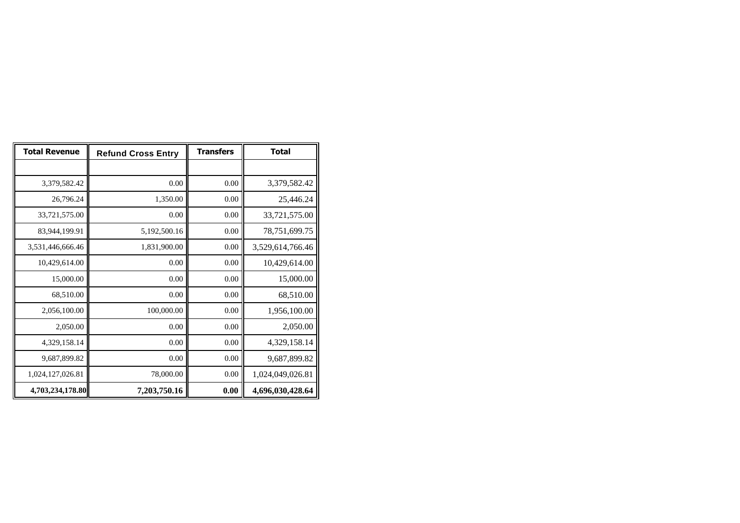| Total Revenue | Refund Cross Entry | Transfers | Total |
|---|---|---|---|
| | | | |
| 3,379,582.42 | 0.00 | 0.00 | 3,379,582.42 |
| 26,796.24 | 1,350.00 | 0.00 | 25,446.24 |
| 33,721,575.00 | 0.00 | 0.00 | 33,721,575.00 |
| 83,944,199.91 | 5,192,500.16 | 0.00 | 78,751,699.75 |
| 3,531,446,666.46 | 1,831,900.00 | 0.00 | 3,529,614,766.46 |
| 10,429,614.00 | 0.00 | 0.00 | 10,429,614.00 |
| 15,000.00 | 0.00 | 0.00 | 15,000.00 |
| 68,510.00 | 0.00 | 0.00 | 68,510.00 |
| 2,056,100.00 | 100,000.00 | 0.00 | 1,956,100.00 |
| 2,050.00 | 0.00 | 0.00 | 2,050.00 |
| 4,329,158.14 | 0.00 | 0.00 | 4,329,158.14 |
| 9,687,899.82 | 0.00 | 0.00 | 9,687,899.82 |
| 1,024,127,026.81 | 78,000.00 | 0.00 | 1,024,049,026.81 |
| **4,703,234,178.80** | **7,203,750.16** | **0.00** | **4,696,030,428.64** |